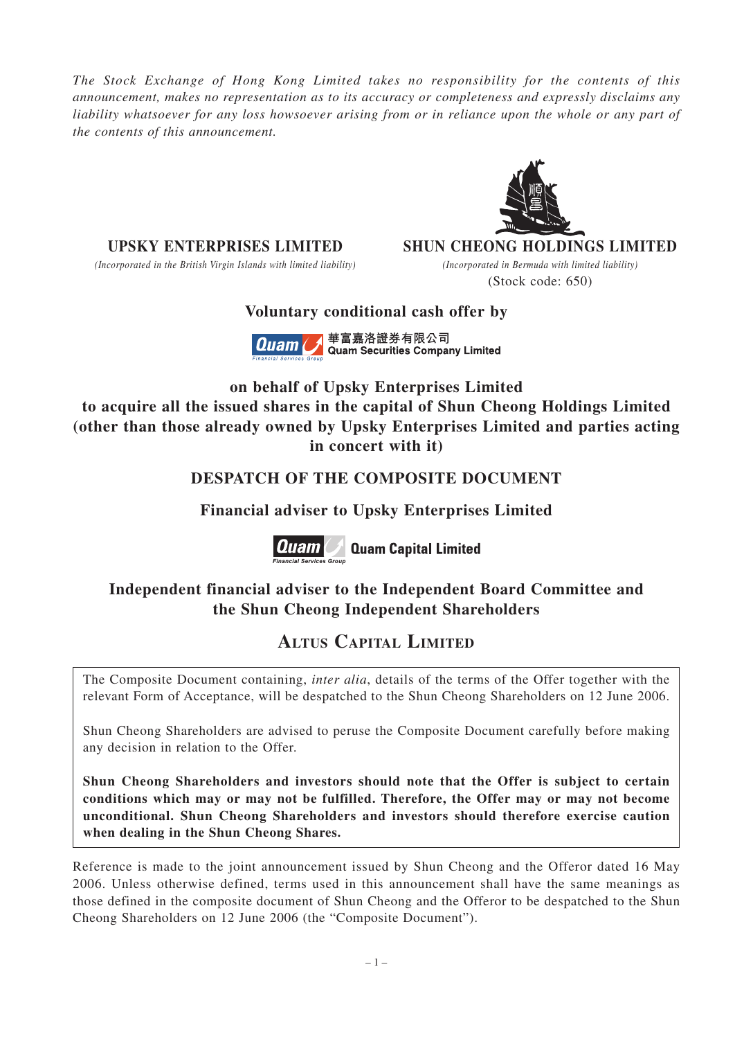*The Stock Exchange of Hong Kong Limited takes no responsibility for the contents of this announcement, makes no representation as to its accuracy or completeness and expressly disclaims any liability whatsoever for any loss howsoever arising from or in reliance upon the whole or any part of the contents of this announcement.*

**UPSKY ENTERPRISES LIMITED**

*(Incorporated in the British Virgin Islands with limited liability)*

**SHUN CHEONG HOLDINGS LIMITED**

*(Incorporated in Bermuda with limited liability)*

(Stock code: 650)

**Voluntary conditional cash offer by**

**華富嘉洛證券有限公司**
**Quam Securities Company Limited**

**on behalf of Upsky Enterprises Limited to acquire all the issued shares in the capital of Shun Cheong Holdings Limited (other than those already owned by Upsky Enterprises Limited and parties acting in concert with it)**

## DESPATCH OF THE COMPOSITE DOCUMENT

**Financial adviser to Upsky Enterprises Limited**

**Quam Capital Limited**

**Independent financial adviser to the Independent Board Committee and the Shun Cheong Independent Shareholders**

**ALTUS CAPITAL LIMITED**

The Composite Document containing, *inter alia*, details of the terms of the Offer together with the relevant Form of Acceptance, will be despatched to the Shun Cheong Shareholders on 12 June 2006.

Shun Cheong Shareholders are advised to peruse the Composite Document carefully before making any decision in relation to the Offer.

**Shun Cheong Shareholders and investors should note that the Offer is subject to certain conditions which may or may not be fulfilled. Therefore, the Offer may or may not become unconditional. Shun Cheong Shareholders and investors should therefore exercise caution when dealing in the Shun Cheong Shares.**

Reference is made to the joint announcement issued by Shun Cheong and the Offeror dated 16 May 2006. Unless otherwise defined, terms used in this announcement shall have the same meanings as those defined in the composite document of Shun Cheong and the Offeror to be despatched to the Shun Cheong Shareholders on 12 June 2006 (the "Composite Document").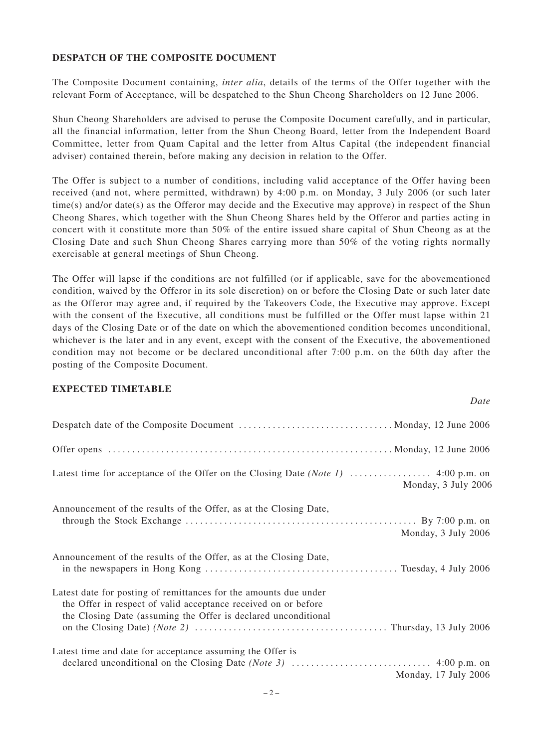## DESPATCH OF THE COMPOSITE DOCUMENT

The Composite Document containing, *inter alia*, details of the terms of the Offer together with the relevant Form of Acceptance, will be despatched to the Shun Cheong Shareholders on 12 June 2006.

Shun Cheong Shareholders are advised to peruse the Composite Document carefully, and in particular, all the financial information, letter from the Shun Cheong Board, letter from the Independent Board Committee, letter from Quam Capital and the letter from Altus Capital (the independent financial adviser) contained therein, before making any decision in relation to the Offer.

The Offer is subject to a number of conditions, including valid acceptance of the Offer having been received (and not, where permitted, withdrawn) by 4:00 p.m. on Monday, 3 July 2006 (or such later time(s) and/or date(s) as the Offeror may decide and the Executive may approve) in respect of the Shun Cheong Shares, which together with the Shun Cheong Shares held by the Offeror and parties acting in concert with it constitute more than 50% of the entire issued share capital of Shun Cheong as at the Closing Date and such Shun Cheong Shares carrying more than 50% of the voting rights normally exercisable at general meetings of Shun Cheong.

The Offer will lapse if the conditions are not fulfilled (or if applicable, save for the abovementioned condition, waived by the Offeror in its sole discretion) on or before the Closing Date or such later date as the Offeror may agree and, if required by the Takeovers Code, the Executive may approve. Except with the consent of the Executive, all conditions must be fulfilled or the Offer must lapse within 21 days of the Closing Date or of the date on which the abovementioned condition becomes unconditional, whichever is the later and in any event, except with the consent of the Executive, the abovementioned condition may not become or be declared unconditional after 7:00 p.m. on the 60th day after the posting of the Composite Document.

## EXPECTED TIMETABLE

| | *Date* |
|---|---|
| Despatch date of the Composite Document | Monday, 12 June 2006 |
| Offer opens | Monday, 12 June 2006 |
| Latest time for acceptance of the Offer on the Closing Date *(Note 1)* | 4:00 p.m. on Monday, 3 July 2006 |
| Announcement of the results of the Offer, as at the Closing Date, through the Stock Exchange | By 7:00 p.m. on Monday, 3 July 2006 |
| Announcement of the results of the Offer, as at the Closing Date, in the newspapers in Hong Kong | Tuesday, 4 July 2006 |
| Latest date for posting of remittances for the amounts due under the Offer in respect of valid acceptance received on or before the Closing Date (assuming the Offer is declared unconditional on the Closing Date) *(Note 2)* | Thursday, 13 July 2006 |
| Latest time and date for acceptance assuming the Offer is declared unconditional on the Closing Date *(Note 3)* | 4:00 p.m. on Monday, 17 July 2006 |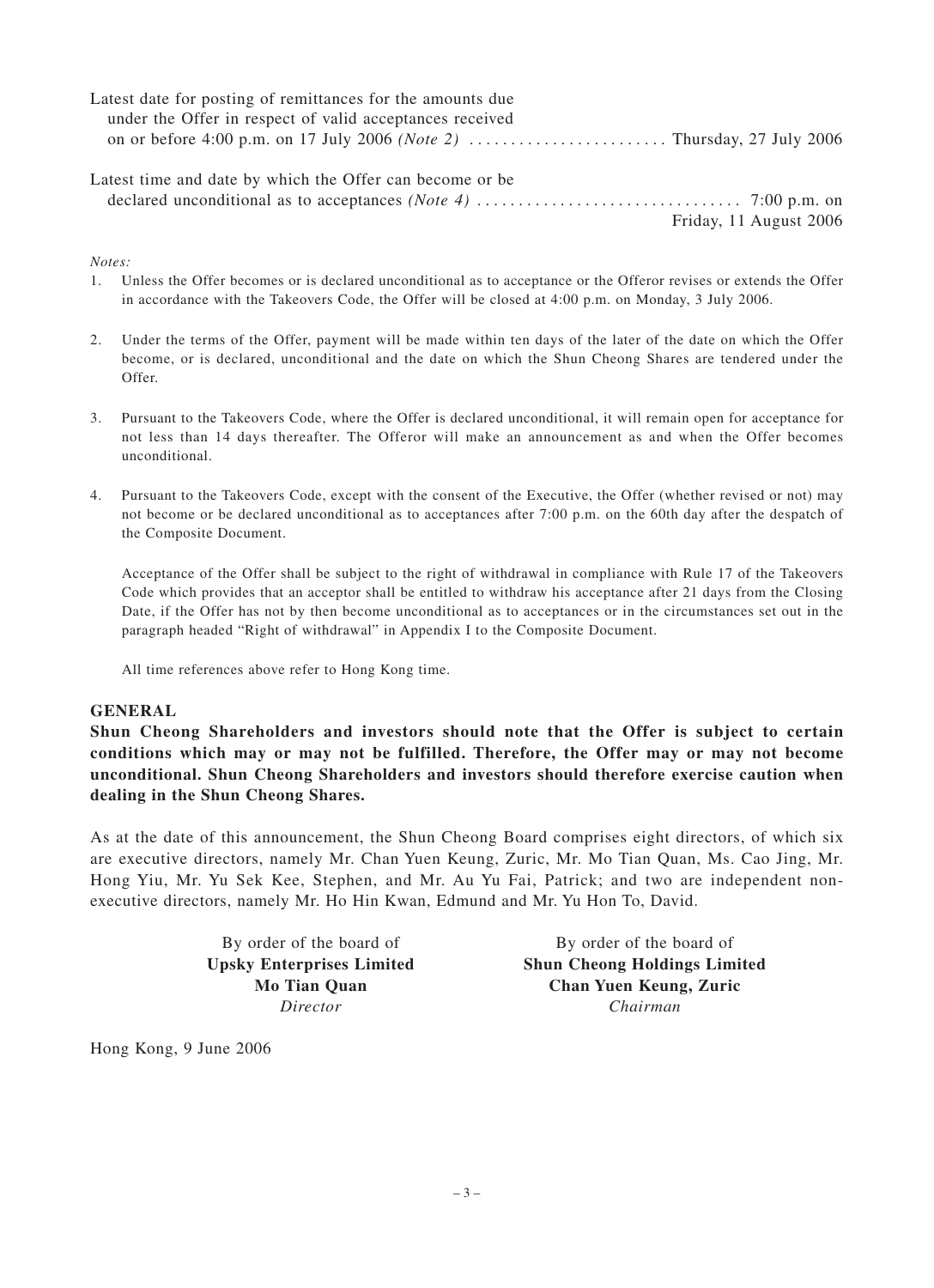| | |
|---|---|
| Latest date for posting of remittances for the amounts due under the Offer in respect of valid acceptances received on or before 4:00 p.m. on 17 July 2006 *(Note 2)* | Thursday, 27 July 2006 |
| Latest time and date by which the Offer can become or be declared unconditional as to acceptances *(Note 4)* | 7:00 p.m. on Friday, 11 August 2006 |

*Notes:*

1. Unless the Offer becomes or is declared unconditional as to acceptance or the Offeror revises or extends the Offer in accordance with the Takeovers Code, the Offer will be closed at 4:00 p.m. on Monday, 3 July 2006.

2. Under the terms of the Offer, payment will be made within ten days of the later of the date on which the Offer become, or is declared, unconditional and the date on which the Shun Cheong Shares are tendered under the Offer.

3. Pursuant to the Takeovers Code, where the Offer is declared unconditional, it will remain open for acceptance for not less than 14 days thereafter. The Offeror will make an announcement as and when the Offer becomes unconditional.

4. Pursuant to the Takeovers Code, except with the consent of the Executive, the Offer (whether revised or not) may not become or be declared unconditional as to acceptances after 7:00 p.m. on the 60th day after the despatch of the Composite Document.

   Acceptance of the Offer shall be subject to the right of withdrawal in compliance with Rule 17 of the Takeovers Code which provides that an acceptor shall be entitled to withdraw his acceptance after 21 days from the Closing Date, if the Offer has not by then become unconditional as to acceptances or in the circumstances set out in the paragraph headed "Right of withdrawal" in Appendix I to the Composite Document.

   All time references above refer to Hong Kong time.

## GENERAL

**Shun Cheong Shareholders and investors should note that the Offer is subject to certain conditions which may or may not be fulfilled. Therefore, the Offer may or may not become unconditional. Shun Cheong Shareholders and investors should therefore exercise caution when dealing in the Shun Cheong Shares.**

As at the date of this announcement, the Shun Cheong Board comprises eight directors, of which six are executive directors, namely Mr. Chan Yuen Keung, Zuric, Mr. Mo Tian Quan, Ms. Cao Jing, Mr. Hong Yiu, Mr. Yu Sek Kee, Stephen, and Mr. Au Yu Fai, Patrick; and two are independent non-executive directors, namely Mr. Ho Hin Kwan, Edmund and Mr. Yu Hon To, David.

By order of the board of
**Upsky Enterprises Limited**
**Mo Tian Quan**
*Director*

By order of the board of
**Shun Cheong Holdings Limited**
**Chan Yuen Keung, Zuric**
*Chairman*

Hong Kong, 9 June 2006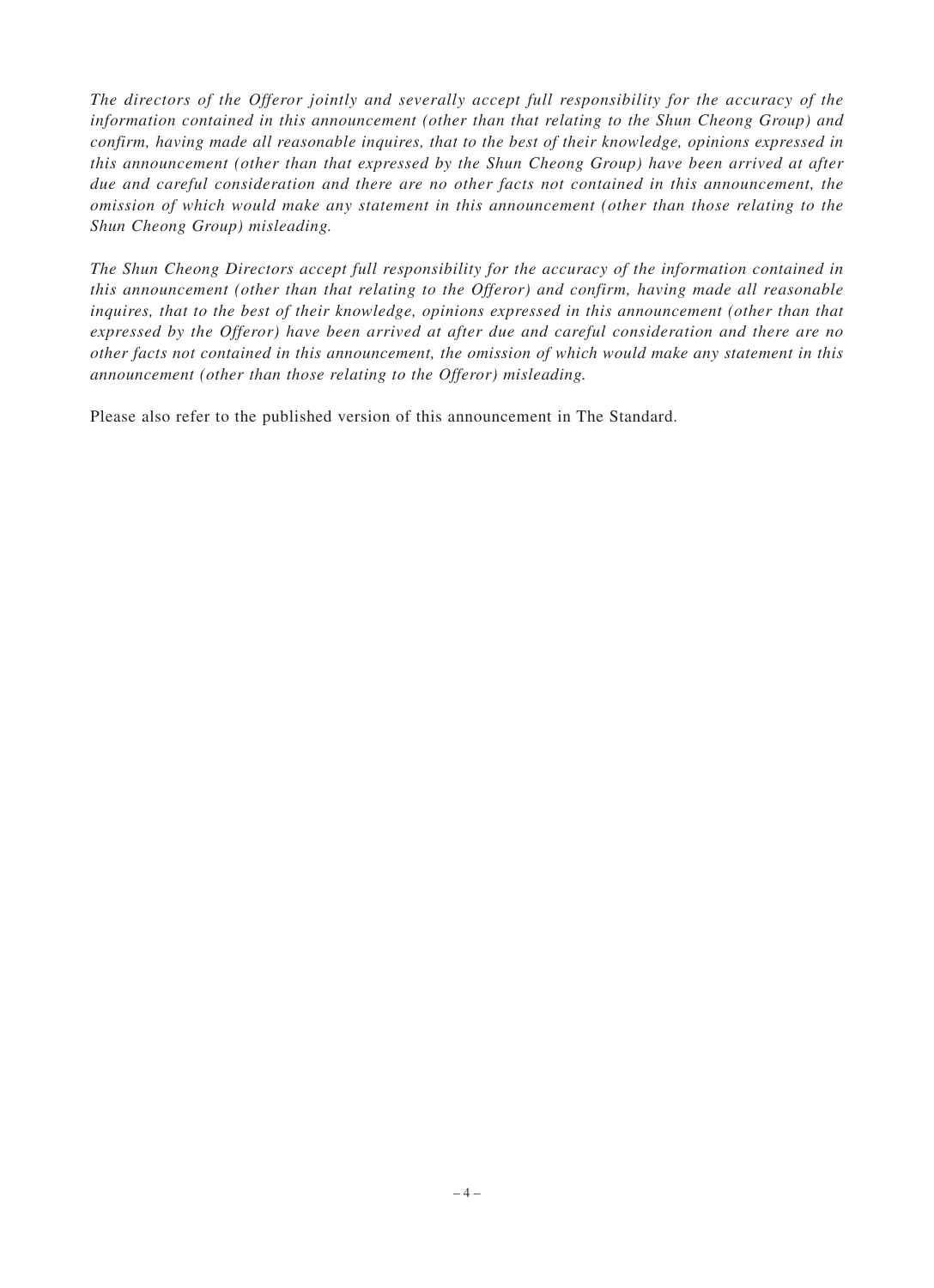*The directors of the Offeror jointly and severally accept full responsibility for the accuracy of the information contained in this announcement (other than that relating to the Shun Cheong Group) and confirm, having made all reasonable inquires, that to the best of their knowledge, opinions expressed in this announcement (other than that expressed by the Shun Cheong Group) have been arrived at after due and careful consideration and there are no other facts not contained in this announcement, the omission of which would make any statement in this announcement (other than those relating to the Shun Cheong Group) misleading.*

*The Shun Cheong Directors accept full responsibility for the accuracy of the information contained in this announcement (other than that relating to the Offeror) and confirm, having made all reasonable inquires, that to the best of their knowledge, opinions expressed in this announcement (other than that expressed by the Offeror) have been arrived at after due and careful consideration and there are no other facts not contained in this announcement, the omission of which would make any statement in this announcement (other than those relating to the Offeror) misleading.*

Please also refer to the published version of this announcement in The Standard.